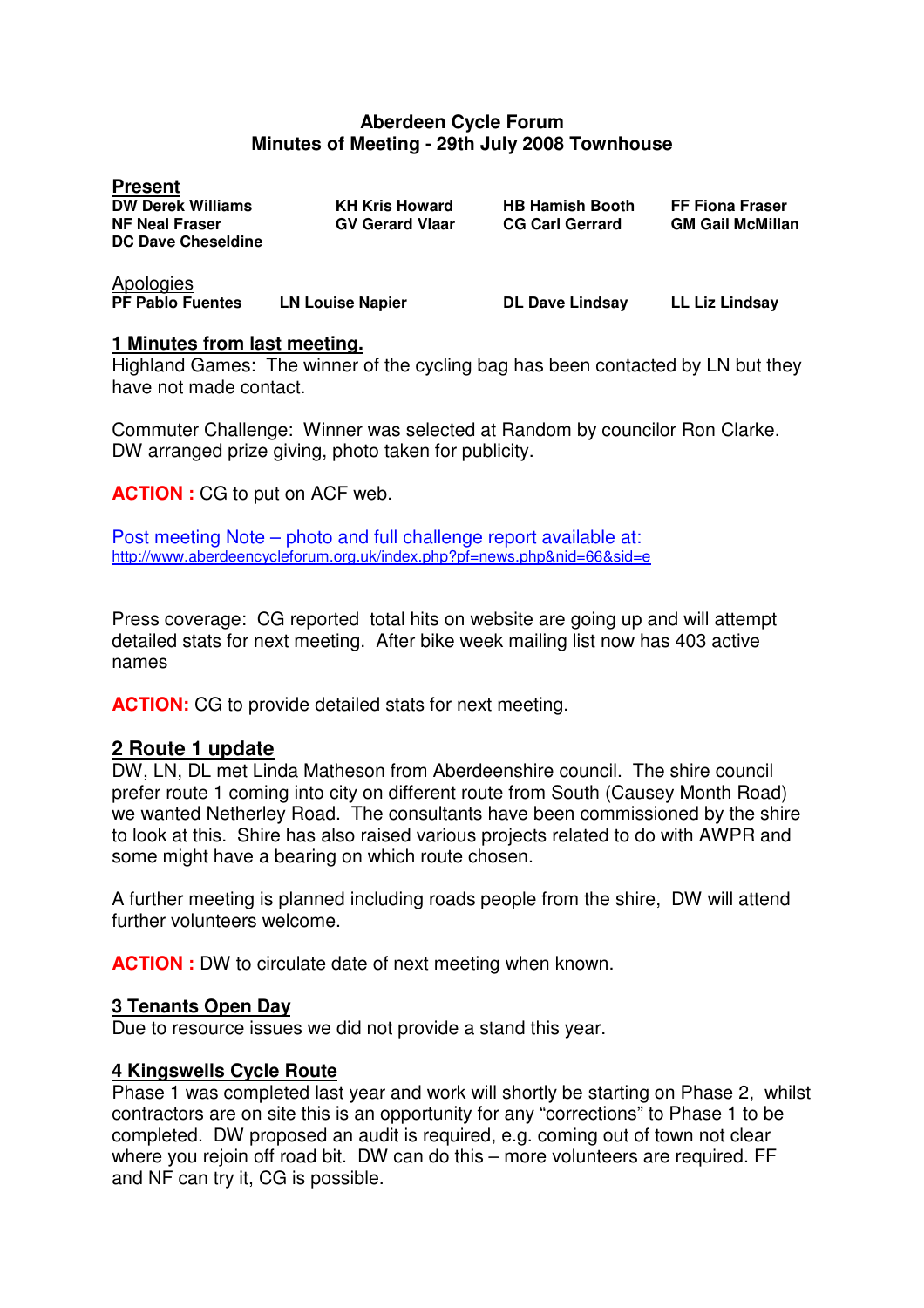# Aberdeen Cycle Forum
## Minutes of Meeting - 29th July 2008 Townhouse

**Present**

| | | | |
|---|---|---|---|
| **DW Derek Williams** | **KH Kris Howard** | **HB Hamish Booth** | **FF Fiona Fraser** |
| **NF Neal Fraser** | **GV Gerard Vlaar** | **CG Carl Gerrard** | **GM Gail McMillan** |
| **DC Dave Cheseldine** | | | |

Apologies

| | | | |
|---|---|---|---|
| **PF Pablo Fuentes** | **LN Louise Napier** | **DL Dave Lindsay** | **LL Liz Lindsay** |

### 1 Minutes from last meeting.

Highland Games: The winner of the cycling bag has been contacted by LN but they have not made contact.

Commuter Challenge: Winner was selected at Random by councilor Ron Clarke. DW arranged prize giving, photo taken for publicity.

**ACTION :** CG to put on ACF web.

Post meeting Note – photo and full challenge report available at:
http://www.aberdeencycleforum.org.uk/index.php?pf=news.php&nid=66&sid=e

Press coverage: CG reported total hits on website are going up and will attempt detailed stats for next meeting. After bike week mailing list now has 403 active names

**ACTION:** CG to provide detailed stats for next meeting.

### 2 Route 1 update

DW, LN, DL met Linda Matheson from Aberdeenshire council. The shire council prefer route 1 coming into city on different route from South (Causey Month Road) we wanted Netherley Road. The consultants have been commissioned by the shire to look at this. Shire has also raised various projects related to do with AWPR and some might have a bearing on which route chosen.

A further meeting is planned including roads people from the shire, DW will attend further volunteers welcome.

**ACTION :** DW to circulate date of next meeting when known.

### 3 Tenants Open Day

Due to resource issues we did not provide a stand this year.

### 4 Kingswells Cycle Route

Phase 1 was completed last year and work will shortly be starting on Phase 2, whilst contractors are on site this is an opportunity for any "corrections" to Phase 1 to be completed. DW proposed an audit is required, e.g. coming out of town not clear where you rejoin off road bit. DW can do this – more volunteers are required. FF and NF can try it, CG is possible.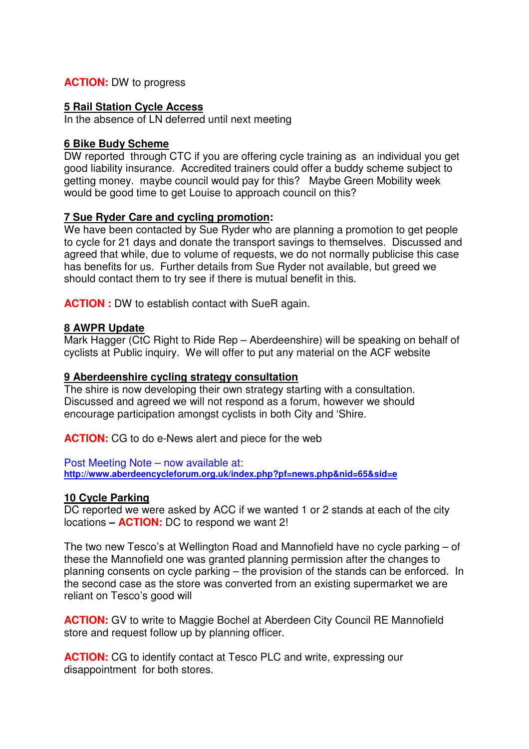**ACTION:** DW to progress

**5 Rail Station Cycle Access**

In the absence of LN deferred until next meeting

**6 Bike Budy Scheme**

DW reported through CTC if you are offering cycle training as an individual you get good liability insurance. Accredited trainers could offer a buddy scheme subject to getting money. maybe council would pay for this? Maybe Green Mobility week would be good time to get Louise to approach council on this?

**7 Sue Ryder Care and cycling promotion:**

We have been contacted by Sue Ryder who are planning a promotion to get people to cycle for 21 days and donate the transport savings to themselves. Discussed and agreed that while, due to volume of requests, we do not normally publicise this case has benefits for us. Further details from Sue Ryder not available, but greed we should contact them to try see if there is mutual benefit in this.

**ACTION :** DW to establish contact with SueR again.

**8 AWPR Update**

Mark Hagger (CtC Right to Ride Rep – Aberdeenshire) will be speaking on behalf of cyclists at Public inquiry. We will offer to put any material on the ACF website

**9 Aberdeenshire cycling strategy consultation**

The shire is now developing their own strategy starting with a consultation. Discussed and agreed we will not respond as a forum, however we should encourage participation amongst cyclists in both City and 'Shire.

**ACTION:** CG to do e-News alert and piece for the web

Post Meeting Note – now available at:
**http://www.aberdeencycleforum.org.uk/index.php?pf=news.php&nid=65&sid=e**

**10 Cycle Parking**

DC reported we were asked by ACC if we wanted 1 or 2 stands at each of the city locations – **ACTION:** DC to respond we want 2!

The two new Tesco's at Wellington Road and Mannofield have no cycle parking – of these the Mannofield one was granted planning permission after the changes to planning consents on cycle parking – the provision of the stands can be enforced. In the second case as the store was converted from an existing supermarket we are reliant on Tesco's good will

**ACTION:** GV to write to Maggie Bochel at Aberdeen City Council RE Mannofield store and request follow up by planning officer.

**ACTION:** CG to identify contact at Tesco PLC and write, expressing our disappointment for both stores.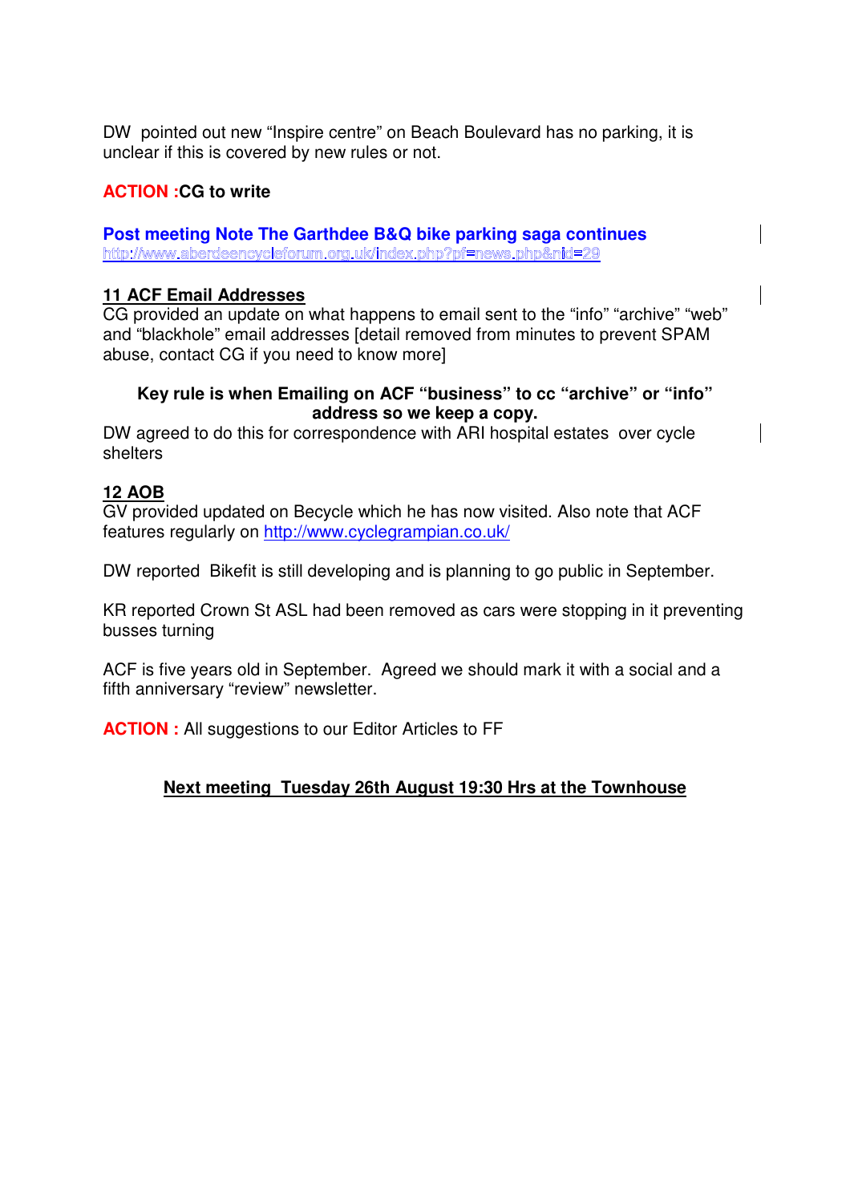DW pointed out new "Inspire centre" on Beach Boulevard has no parking, it is unclear if this is covered by new rules or not.

**ACTION :CG to write**

**Post meeting Note The Garthdee B&Q bike parking saga continues**
http://www.aberdeencycleforum.org.uk/index.php?pf=news.php&nid=29

## 11 ACF Email Addresses

CG provided an update on what happens to email sent to the "info" "archive" "web" and "blackhole" email addresses [detail removed from minutes to prevent SPAM abuse, contact CG if you need to know more]

**Key rule is when Emailing on ACF "business" to cc "archive" or "info" address so we keep a copy.**

DW agreed to do this for correspondence with ARI hospital estates over cycle shelters

## 12 AOB

GV provided updated on Becycle which he has now visited. Also note that ACF features regularly on http://www.cyclegrampian.co.uk/

DW reported Bikefit is still developing and is planning to go public in September.

KR reported Crown St ASL had been removed as cars were stopping in it preventing busses turning

ACF is five years old in September. Agreed we should mark it with a social and a fifth anniversary "review" newsletter.

**ACTION :** All suggestions to our Editor Articles to FF

**Next meeting Tuesday 26th August 19:30 Hrs at the Townhouse**